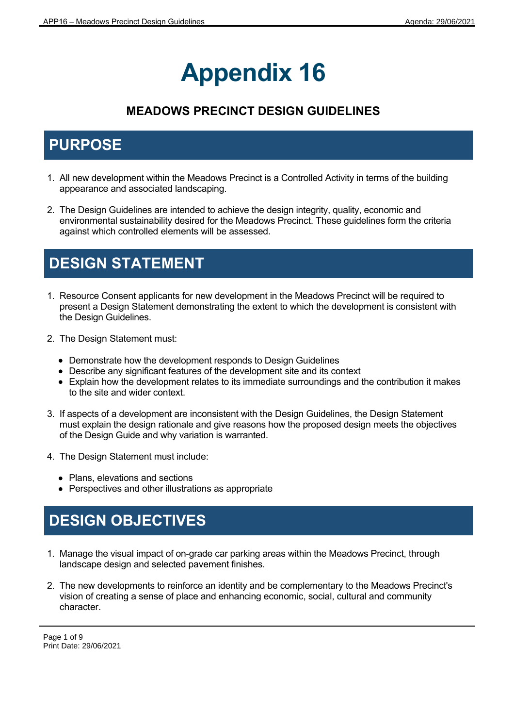# Appendix 16

## MEADOWS PRECINCT DESIGN GUIDELINES

## PURPOSE

1. All new development within the Meadows Precinct is a Controlled Activity in terms of the building appearance and associated landscaping.

2. The Design Guidelines are intended to achieve the design integrity, quality, economic and environmental sustainability desired for the Meadows Precinct. These guidelines form the criteria against which controlled elements will be assessed.

## DESIGN STATEMENT

1. Resource Consent applicants for new development in the Meadows Precinct will be required to present a Design Statement demonstrating the extent to which the development is consistent with the Design Guidelines.

2. The Design Statement must:

   - Demonstrate how the development responds to Design Guidelines
   - Describe any significant features of the development site and its context
   - Explain how the development relates to its immediate surroundings and the contribution it makes to the site and wider context.

3. If aspects of a development are inconsistent with the Design Guidelines, the Design Statement must explain the design rationale and give reasons how the proposed design meets the objectives of the Design Guide and why variation is warranted.

4. The Design Statement must include:

   - Plans, elevations and sections
   - Perspectives and other illustrations as appropriate

## DESIGN OBJECTIVES

1. Manage the visual impact of on-grade car parking areas within the Meadows Precinct, through landscape design and selected pavement finishes.

2. The new developments to reinforce an identity and be complementary to the Meadows Precinct's vision of creating a sense of place and enhancing economic, social, cultural and community character.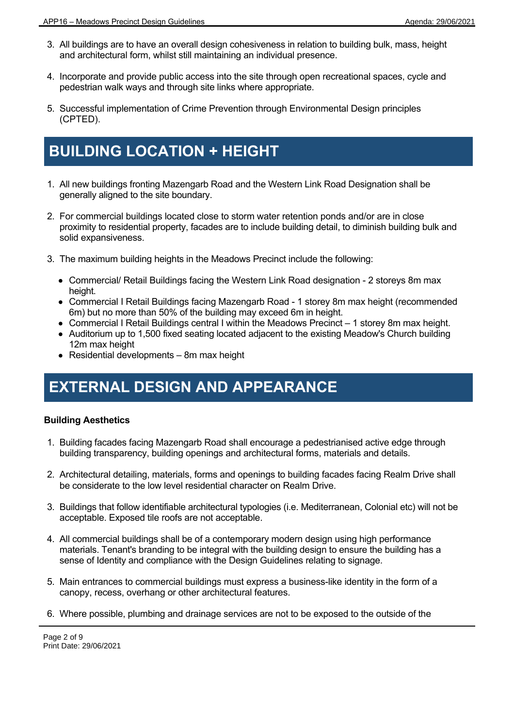3. All buildings are to have an overall design cohesiveness in relation to building bulk, mass, height and architectural form, whilst still maintaining an individual presence.

4. Incorporate and provide public access into the site through open recreational spaces, cycle and pedestrian walk ways and through site links where appropriate.

5. Successful implementation of Crime Prevention through Environmental Design principles (CPTED).

## BUILDING LOCATION + HEIGHT

1. All new buildings fronting Mazengarb Road and the Western Link Road Designation shall be generally aligned to the site boundary.

2. For commercial buildings located close to storm water retention ponds and/or are in close proximity to residential property, facades are to include building detail, to diminish building bulk and solid expansiveness.

3. The maximum building heights in the Meadows Precinct include the following:

   - Commercial/ Retail Buildings facing the Western Link Road designation - 2 storeys 8m max height.
   - Commercial I Retail Buildings facing Mazengarb Road - 1 storey 8m max height (recommended 6m) but no more than 50% of the building may exceed 6m in height.
   - Commercial I Retail Buildings central I within the Meadows Precinct – 1 storey 8m max height.
   - Auditorium up to 1,500 fixed seating located adjacent to the existing Meadow's Church building 12m max height
   - Residential developments – 8m max height

## EXTERNAL DESIGN AND APPEARANCE

**Building Aesthetics**

1. Building facades facing Mazengarb Road shall encourage a pedestrianised active edge through building transparency, building openings and architectural forms, materials and details.

2. Architectural detailing, materials, forms and openings to building facades facing Realm Drive shall be considerate to the low level residential character on Realm Drive.

3. Buildings that follow identifiable architectural typologies (i.e. Mediterranean, Colonial etc) will not be acceptable. Exposed tile roofs are not acceptable.

4. All commercial buildings shall be of a contemporary modern design using high performance materials. Tenant's branding to be integral with the building design to ensure the building has a sense of Identity and compliance with the Design Guidelines relating to signage.

5. Main entrances to commercial buildings must express a business-like identity in the form of a canopy, recess, overhang or other architectural features.

6. Where possible, plumbing and drainage services are not to be exposed to the outside of the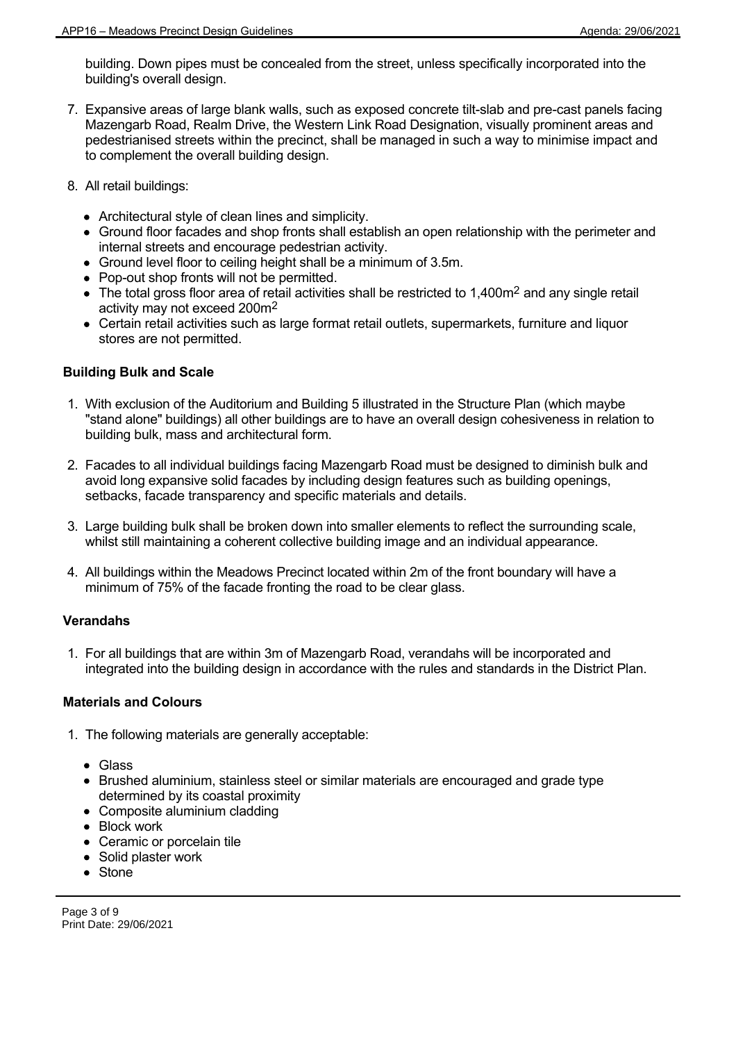building. Down pipes must be concealed from the street, unless specifically incorporated into the building's overall design.

7. Expansive areas of large blank walls, such as exposed concrete tilt-slab and pre-cast panels facing Mazengarb Road, Realm Drive, the Western Link Road Designation, visually prominent areas and pedestrianised streets within the precinct, shall be managed in such a way to minimise impact and to complement the overall building design.

8. All retail buildings:
   - Architectural style of clean lines and simplicity.
   - Ground floor facades and shop fronts shall establish an open relationship with the perimeter and internal streets and encourage pedestrian activity.
   - Ground level floor to ceiling height shall be a minimum of 3.5m.
   - Pop-out shop fronts will not be permitted.
   - The total gross floor area of retail activities shall be restricted to 1,400$m^2$ and any single retail activity may not exceed 200$m^2$
   - Certain retail activities such as large format retail outlets, supermarkets, furniture and liquor stores are not permitted.

**Building Bulk and Scale**

1. With exclusion of the Auditorium and Building 5 illustrated in the Structure Plan (which maybe "stand alone" buildings) all other buildings are to have an overall design cohesiveness in relation to building bulk, mass and architectural form.

2. Facades to all individual buildings facing Mazengarb Road must be designed to diminish bulk and avoid long expansive solid facades by including design features such as building openings, setbacks, facade transparency and specific materials and details.

3. Large building bulk shall be broken down into smaller elements to reflect the surrounding scale, whilst still maintaining a coherent collective building image and an individual appearance.

4. All buildings within the Meadows Precinct located within 2m of the front boundary will have a minimum of 75% of the facade fronting the road to be clear glass.

**Verandahs**

1. For all buildings that are within 3m of Mazengarb Road, verandahs will be incorporated and integrated into the building design in accordance with the rules and standards in the District Plan.

**Materials and Colours**

1. The following materials are generally acceptable:
   - Glass
   - Brushed aluminium, stainless steel or similar materials are encouraged and grade type determined by its coastal proximity
   - Composite aluminium cladding
   - Block work
   - Ceramic or porcelain tile
   - Solid plaster work
   - Stone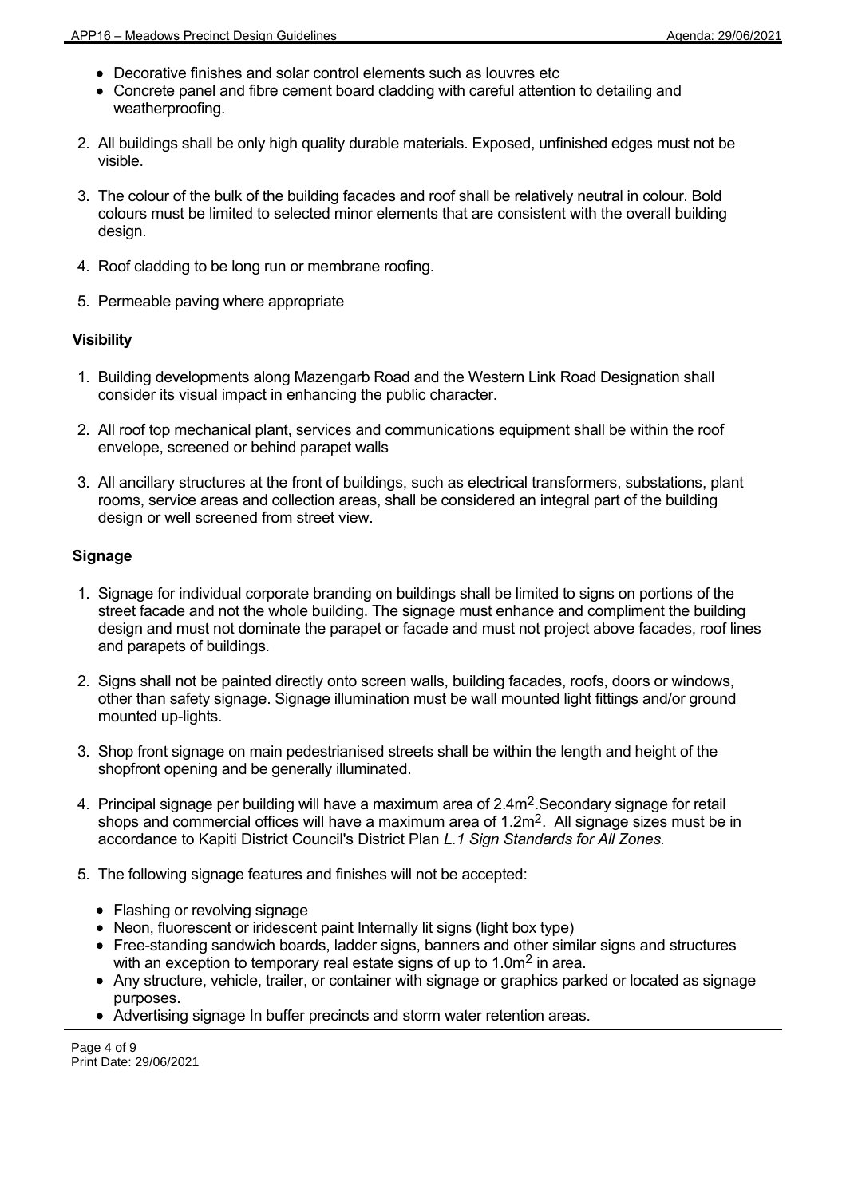- Decorative finishes and solar control elements such as louvres etc
- Concrete panel and fibre cement board cladding with careful attention to detailing and weatherproofing.

2. All buildings shall be only high quality durable materials. Exposed, unfinished edges must not be visible.

3. The colour of the bulk of the building facades and roof shall be relatively neutral in colour. Bold colours must be limited to selected minor elements that are consistent with the overall building design.

4. Roof cladding to be long run or membrane roofing.

5. Permeable paving where appropriate

**Visibility**

1. Building developments along Mazengarb Road and the Western Link Road Designation shall consider its visual impact in enhancing the public character.

2. All roof top mechanical plant, services and communications equipment shall be within the roof envelope, screened or behind parapet walls

3. All ancillary structures at the front of buildings, such as electrical transformers, substations, plant rooms, service areas and collection areas, shall be considered an integral part of the building design or well screened from street view.

**Signage**

1. Signage for individual corporate branding on buildings shall be limited to signs on portions of the street facade and not the whole building. The signage must enhance and compliment the building design and must not dominate the parapet or facade and must not project above facades, roof lines and parapets of buildings.

2. Signs shall not be painted directly onto screen walls, building facades, roofs, doors or windows, other than safety signage. Signage illumination must be wall mounted light fittings and/or ground mounted up-lights.

3. Shop front signage on main pedestrianised streets shall be within the length and height of the shopfront opening and be generally illuminated.

4. Principal signage per building will have a maximum area of 2.4m$^2$.Secondary signage for retail shops and commercial offices will have a maximum area of 1.2m$^2$. All signage sizes must be in accordance to Kapiti District Council's District Plan *L.1 Sign Standards for All Zones.*

5. The following signage features and finishes will not be accepted:

   - Flashing or revolving signage
   - Neon, fluorescent or iridescent paint Internally lit signs (light box type)
   - Free-standing sandwich boards, ladder signs, banners and other similar signs and structures with an exception to temporary real estate signs of up to 1.0m$^2$ in area.
   - Any structure, vehicle, trailer, or container with signage or graphics parked or located as signage purposes.
   - Advertising signage In buffer precincts and storm water retention areas.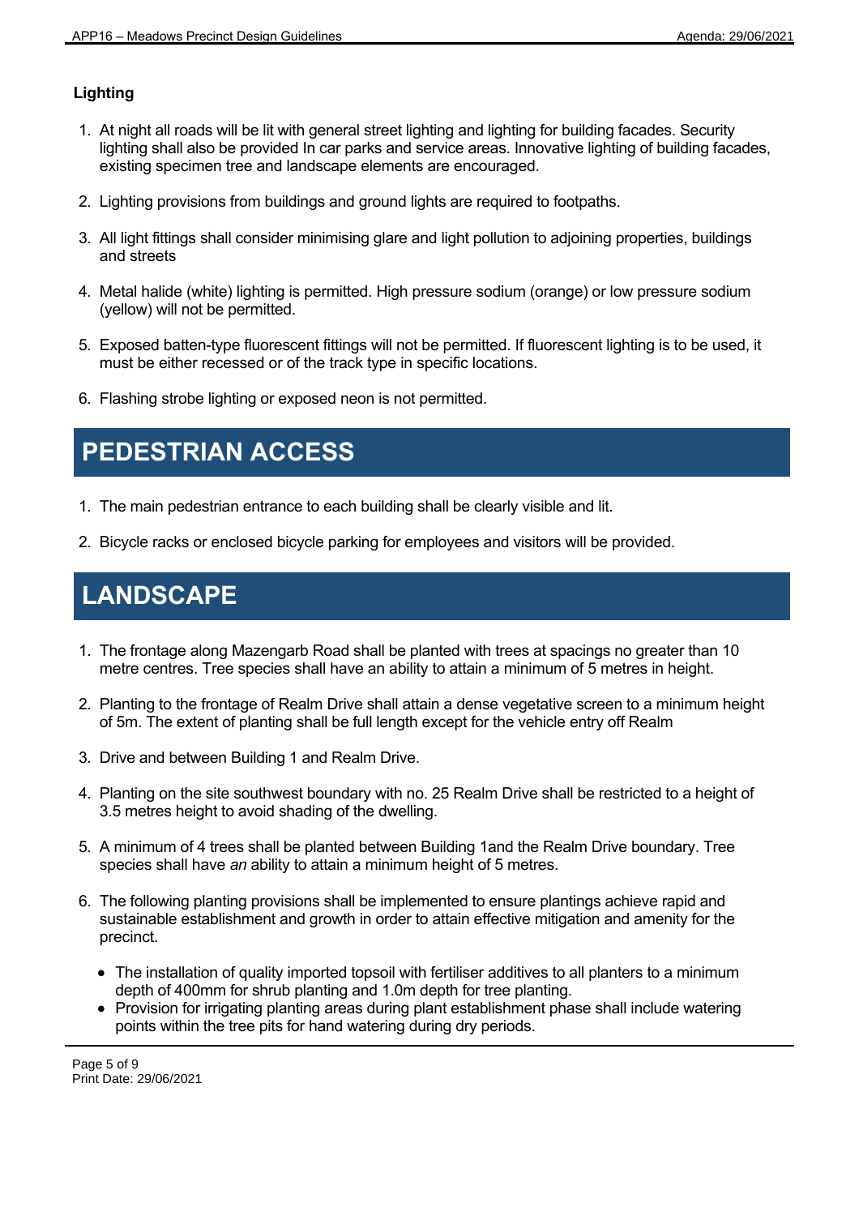**Lighting**

1. At night all roads will be lit with general street lighting and lighting for building facades. Security lighting shall also be provided In car parks and service areas. Innovative lighting of building facades, existing specimen tree and landscape elements are encouraged.

2. Lighting provisions from buildings and ground lights are required to footpaths.

3. All light fittings shall consider minimising glare and light pollution to adjoining properties, buildings and streets

4. Metal halide (white) lighting is permitted. High pressure sodium (orange) or low pressure sodium (yellow) will not be permitted.

5. Exposed batten-type fluorescent fittings will not be permitted. If fluorescent lighting is to be used, it must be either recessed or of the track type in specific locations.

6. Flashing strobe lighting or exposed neon is not permitted.

# PEDESTRIAN ACCESS

1. The main pedestrian entrance to each building shall be clearly visible and lit.

2. Bicycle racks or enclosed bicycle parking for employees and visitors will be provided.

# LANDSCAPE

1. The frontage along Mazengarb Road shall be planted with trees at spacings no greater than 10 metre centres. Tree species shall have an ability to attain a minimum of 5 metres in height.

2. Planting to the frontage of Realm Drive shall attain a dense vegetative screen to a minimum height of 5m. The extent of planting shall be full length except for the vehicle entry off Realm

3. Drive and between Building 1 and Realm Drive.

4. Planting on the site southwest boundary with no. 25 Realm Drive shall be restricted to a height of 3.5 metres height to avoid shading of the dwelling.

5. A minimum of 4 trees shall be planted between Building 1and the Realm Drive boundary. Tree species shall have *an* ability to attain a minimum height of 5 metres.

6. The following planting provisions shall be implemented to ensure plantings achieve rapid and sustainable establishment and growth in order to attain effective mitigation and amenity for the precinct.

   - The installation of quality imported topsoil with fertiliser additives to all planters to a minimum depth of 400mm for shrub planting and 1.0m depth for tree planting.
   - Provision for irrigating planting areas during plant establishment phase shall include watering points within the tree pits for hand watering during dry periods.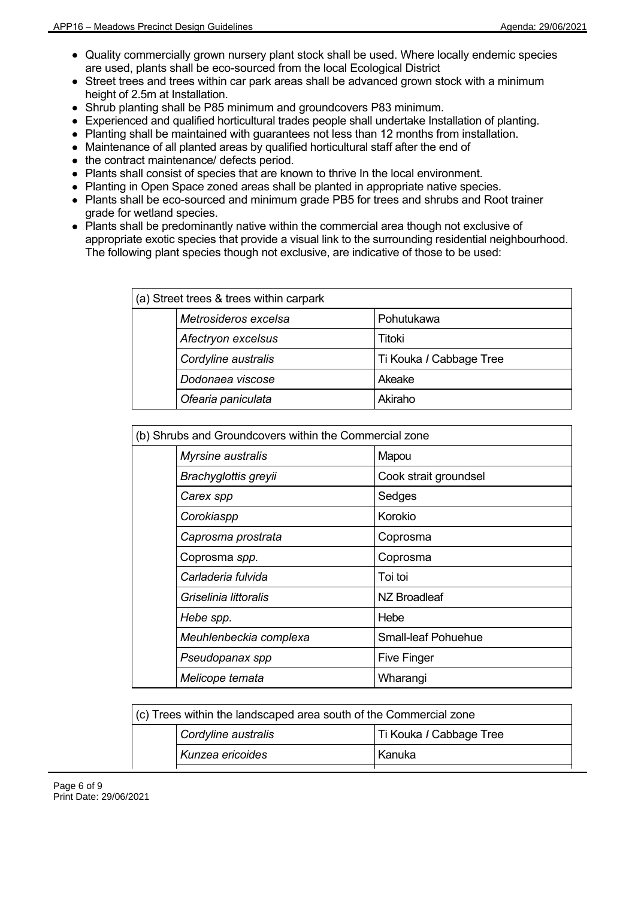- Quality commercially grown nursery plant stock shall be used. Where locally endemic species are used, plants shall be eco-sourced from the local Ecological District
- Street trees and trees within car park areas shall be advanced grown stock with a minimum height of 2.5m at Installation.
- Shrub planting shall be P85 minimum and groundcovers P83 minimum.
- Experienced and qualified horticultural trades people shall undertake Installation of planting.
- Planting shall be maintained with guarantees not less than 12 months from installation.
- Maintenance of all planted areas by qualified horticultural staff after the end of
- the contract maintenance/ defects period.
- Plants shall consist of species that are known to thrive In the local environment.
- Planting in Open Space zoned areas shall be planted in appropriate native species.
- Plants shall be eco-sourced and minimum grade PB5 for trees and shrubs and Root trainer grade for wetland species.
- Plants shall be predominantly native within the commercial area though not exclusive of appropriate exotic species that provide a visual link to the surrounding residential neighbourhood. The following plant species though not exclusive, are indicative of those to be used:

| (a) Street trees & trees within carpark | | |
|---|---|---|
| | *Metrosideros excelsa* | Pohutukawa |
| | *Afectryon excelsus* | Titoki |
| | *Cordyline australis* | Ti Kouka / Cabbage Tree |
| | *Dodonaea viscose* | Akeake |
| | *Ofearia paniculata* | Akiraho |

| (b) Shrubs and Groundcovers within the Commercial zone | | |
|---|---|---|
| | *Myrsine australis* | Mapou |
| | *Brachyglottis greyii* | Cook strait groundsel |
| | *Carex spp* | Sedges |
| | *Corokiaspp* | Korokio |
| | *Caprosma prostrata* | Coprosma |
| | Coprosma *spp.* | Coprosma |
| | *Carladeria fulvida* | Toi toi |
| | *Griselinia littoralis* | NZ Broadleaf |
| | *Hebe spp.* | Hebe |
| | *Meuhlenbeckia complexa* | Small-leaf Pohuehue |
| | *Pseudopanax spp* | Five Finger |
| | *Melicope temata* | Wharangi |

| (c) Trees within the landscaped area south of the Commercial zone | | |
|---|---|---|
| | *Cordyline australis* | Ti Kouka / Cabbage Tree |
| | *Kunzea ericoides* | Kanuka |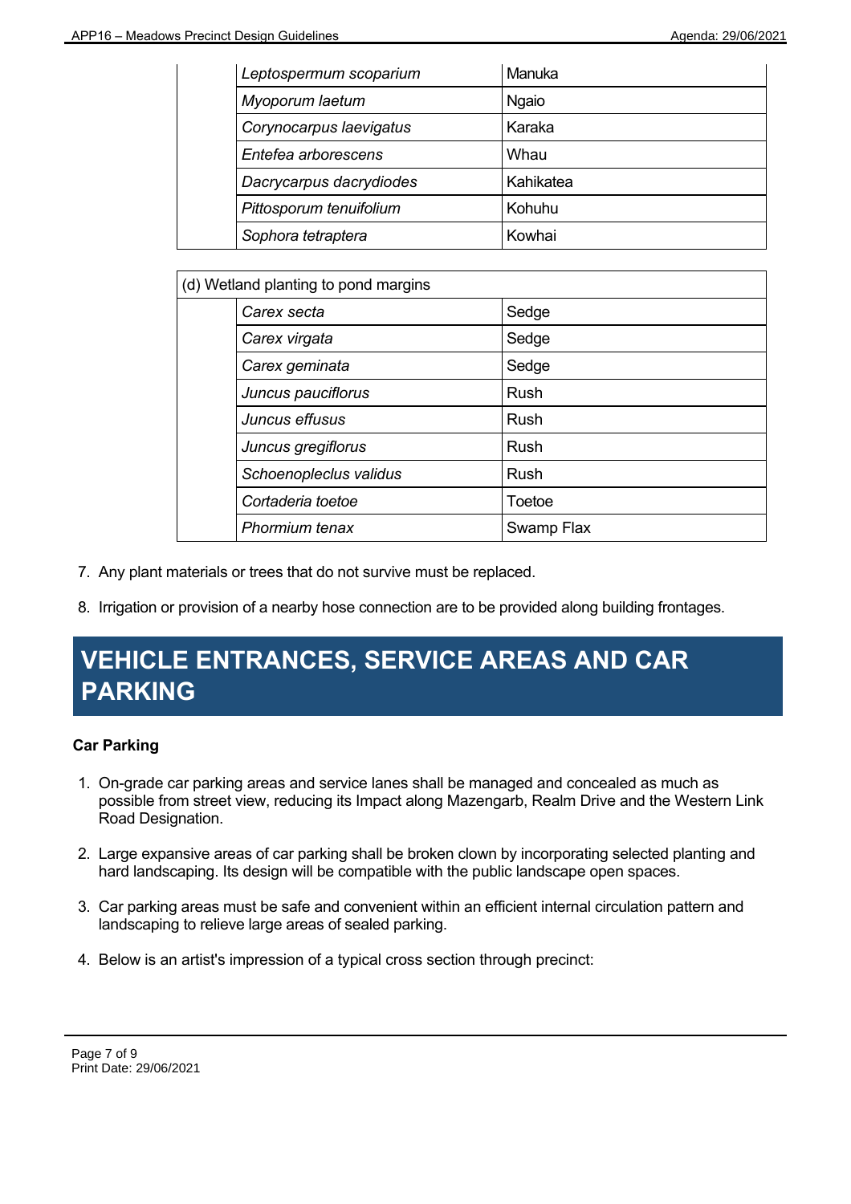| | | |
|---|---|---|
| | *Leptospermum scoparium* | Manuka |
| | *Myoporum laetum* | Ngaio |
| | *Corynocarpus laevigatus* | Karaka |
| | *Entefea arborescens* | Whau |
| | *Dacrycarpus dacrydiodes* | Kahikatea |
| | *Pittosporum tenuifolium* | Kohuhu |
| | *Sophora tetraptera* | Kowhai |

| (d) Wetland planting to pond margins | | |
|---|---|---|
| | *Carex secta* | Sedge |
| | *Carex virgata* | Sedge |
| | *Carex geminata* | Sedge |
| | *Juncus pauciflorus* | Rush |
| | *Juncus effusus* | Rush |
| | *Juncus gregiflorus* | Rush |
| | *Schoenopleclus validus* | Rush |
| | *Cortaderia toetoe* | Toetoe |
| | *Phormium tenax* | Swamp Flax |

7. Any plant materials or trees that do not survive must be replaced.

8. Irrigation or provision of a nearby hose connection are to be provided along building frontages.

# VEHICLE ENTRANCES, SERVICE AREAS AND CAR PARKING

**Car Parking**

1. On-grade car parking areas and service lanes shall be managed and concealed as much as possible from street view, reducing its Impact along Mazengarb, Realm Drive and the Western Link Road Designation.

2. Large expansive areas of car parking shall be broken clown by incorporating selected planting and hard landscaping. Its design will be compatible with the public landscape open spaces.

3. Car parking areas must be safe and convenient within an efficient internal circulation pattern and landscaping to relieve large areas of sealed parking.

4. Below is an artist's impression of a typical cross section through precinct: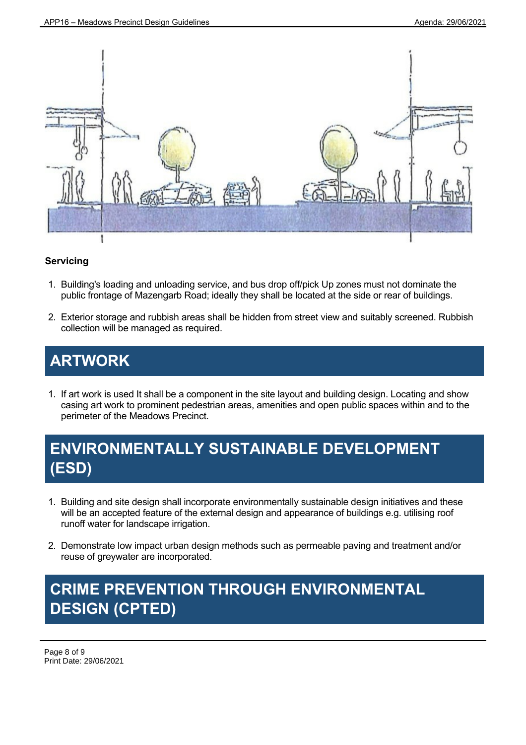**Servicing**

1. Building's loading and unloading service, and bus drop off/pick Up zones must not dominate the public frontage of Mazengarb Road; ideally they shall be located at the side or rear of buildings.

2. Exterior storage and rubbish areas shall be hidden from street view and suitably screened. Rubbish collection will be managed as required.

# ARTWORK

1. If art work is used It shall be a component in the site layout and building design. Locating and show casing art work to prominent pedestrian areas, amenities and open public spaces within and to the perimeter of the Meadows Precinct.

# ENVIRONMENTALLY SUSTAINABLE DEVELOPMENT (ESD)

1. Building and site design shall incorporate environmentally sustainable design initiatives and these will be an accepted feature of the external design and appearance of buildings e.g. utilising roof runoff water for landscape irrigation.

2. Demonstrate low impact urban design methods such as permeable paving and treatment and/or reuse of greywater are incorporated.

# CRIME PREVENTION THROUGH ENVIRONMENTAL DESIGN (CPTED)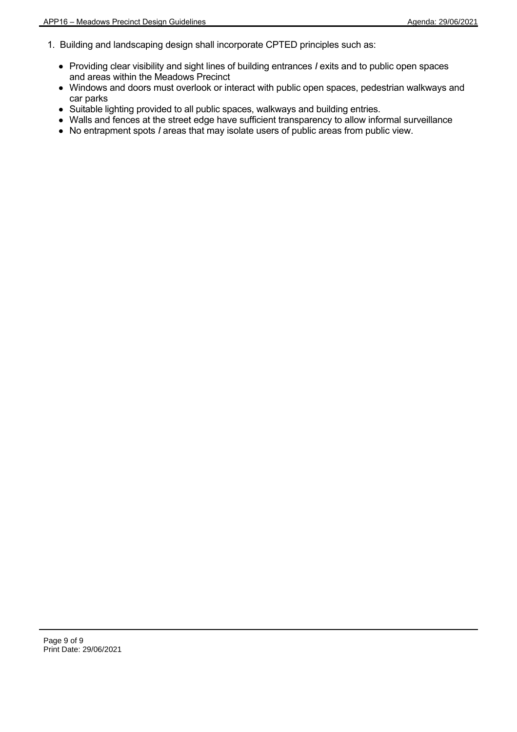1. Building and landscaping design shall incorporate CPTED principles such as:

   - Providing clear visibility and sight lines of building entrances / exits and to public open spaces and areas within the Meadows Precinct
   - Windows and doors must overlook or interact with public open spaces, pedestrian walkways and car parks
   - Suitable lighting provided to all public spaces, walkways and building entries.
   - Walls and fences at the street edge have sufficient transparency to allow informal surveillance
   - No entrapment spots / areas that may isolate users of public areas from public view.